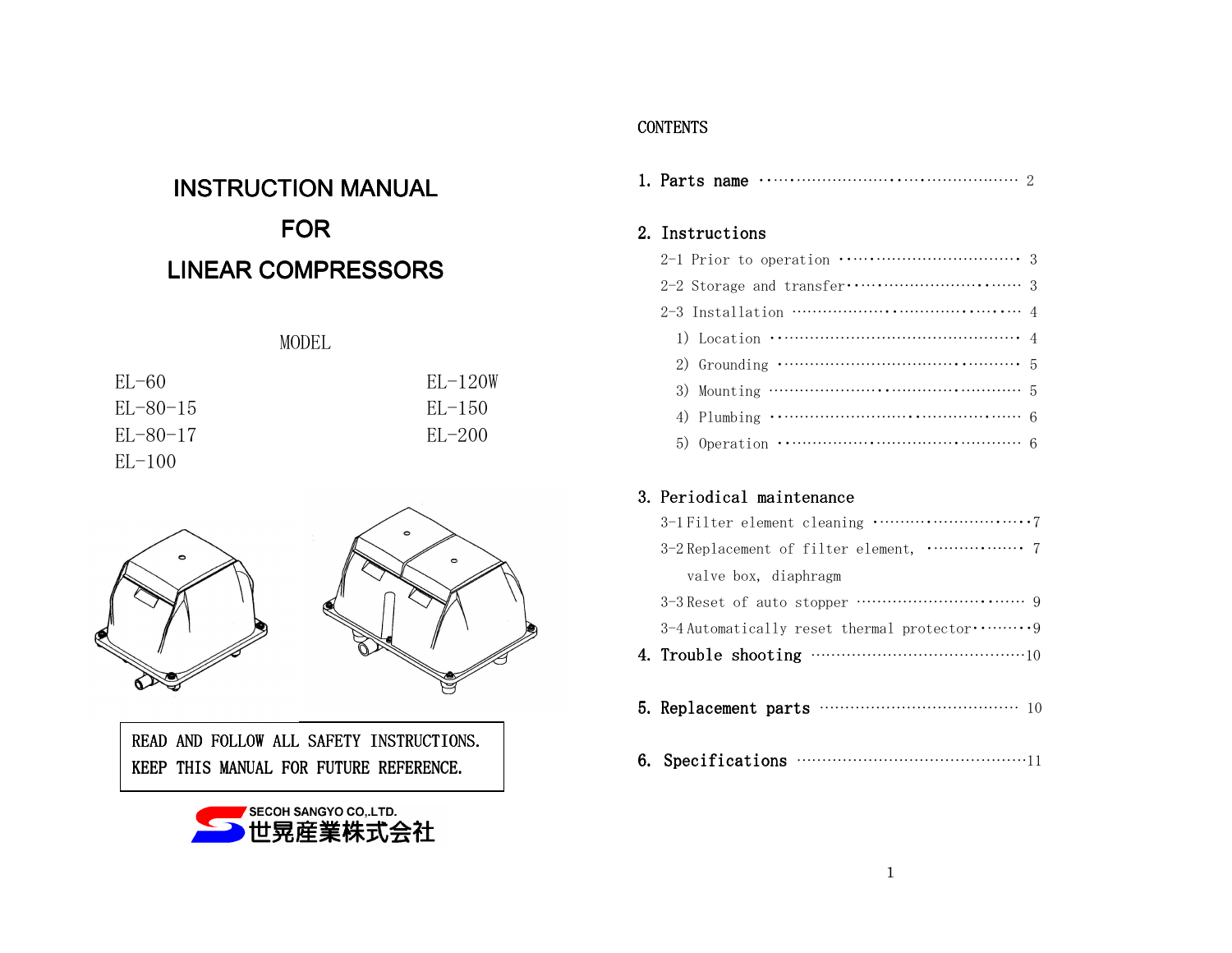# INSTRUCTION MANUAL
# FOR
# LINEAR COMPRESSORS

MODEL

| | |
|---|---|
| EL-60 | EL-120W |
| EL-80-15 | EL-150 |
| EL-80-17 | EL-200 |
| EL-100 | |

READ AND FOLLOW ALL SAFETY INSTRUCTIONS.
KEEP THIS MANUAL FOR FUTURE REFERENCE.

SECOH SANGYO CO.,LTD.
世晃産業株式会社

## CONTENTS

**1. Parts name** ······ 2

**2. Instructions**

- 2-1 Prior to operation ······ 3
- 2-2 Storage and transfer ······ 3
- 2-3 Installation ······ 4
  - 1) Location ······ 4
  - 2) Grounding ······ 5
  - 3) Mounting ······ 5
  - 4) Plumbing ······ 6
  - 5) Operation ······ 6

**3. Periodical maintenance**

- 3-1 Filter element cleaning ······ 7
- 3-2 Replacement of filter element, valve box, diaphragm ······ 7
- 3-3 Reset of auto stopper ······ 9
- 3-4 Automatically reset thermal protector ······ 9

**4. Trouble shooting** ······ 10

**5. Replacement parts** ······ 10

**6. Specifications** ······ 11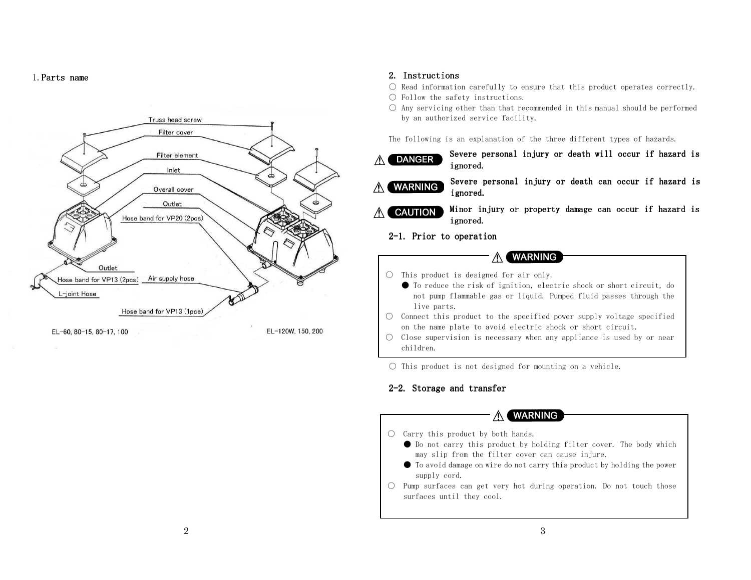## 1. Parts name

Truss head screw

Filter cover

Filter element

Inlet

Overall cover

Outlet

Hose band for VP20 (2pcs)

Outlet

Hose band for VP13 (2pcs)

Air supply hose

L-joint Hose

Hose band for VP13 (1pce)

EL-60, 80-15, 80-17, 100

EL-120W, 150, 200

## 2. Instructions

○ Read information carefully to ensure that this product operates correctly.

○ Follow the safety instructions.

○ Any servicing other than that recommended in this manual should be performed by an authorized service facility.

The following is an explanation of the three different types of hazards.

⚠ **DANGER** **Severe personal injury or death will occur if hazard is ignored.**

⚠ **WARNING** **Severe personal injury or death can occur if hazard is ignored.**

⚠ **CAUTION** **Minor injury or property damage can occur if hazard is ignored.**

### 2-1. Prior to operation

⚠ **WARNING**

○ This product is designed for air only.
- ● To reduce the risk of ignition, electric shock or short circuit, do not pump flammable gas or liquid. Pumped fluid passes through the live parts.

○ Connect this product to the specified power supply voltage specified on the name plate to avoid electric shock or short circuit.

○ Close supervision is necessary when any appliance is used by or near children.

○ This product is not designed for mounting on a vehicle.

### 2-2. Storage and transfer

⚠ **WARNING**

○ Carry this product by both hands.
- ● Do not carry this product by holding filter cover. The body which may slip from the filter cover can cause injure.
- ● To avoid damage on wire do not carry this product by holding the power supply cord.

○ Pump surfaces can get very hot during operation. Do not touch those surfaces until they cool.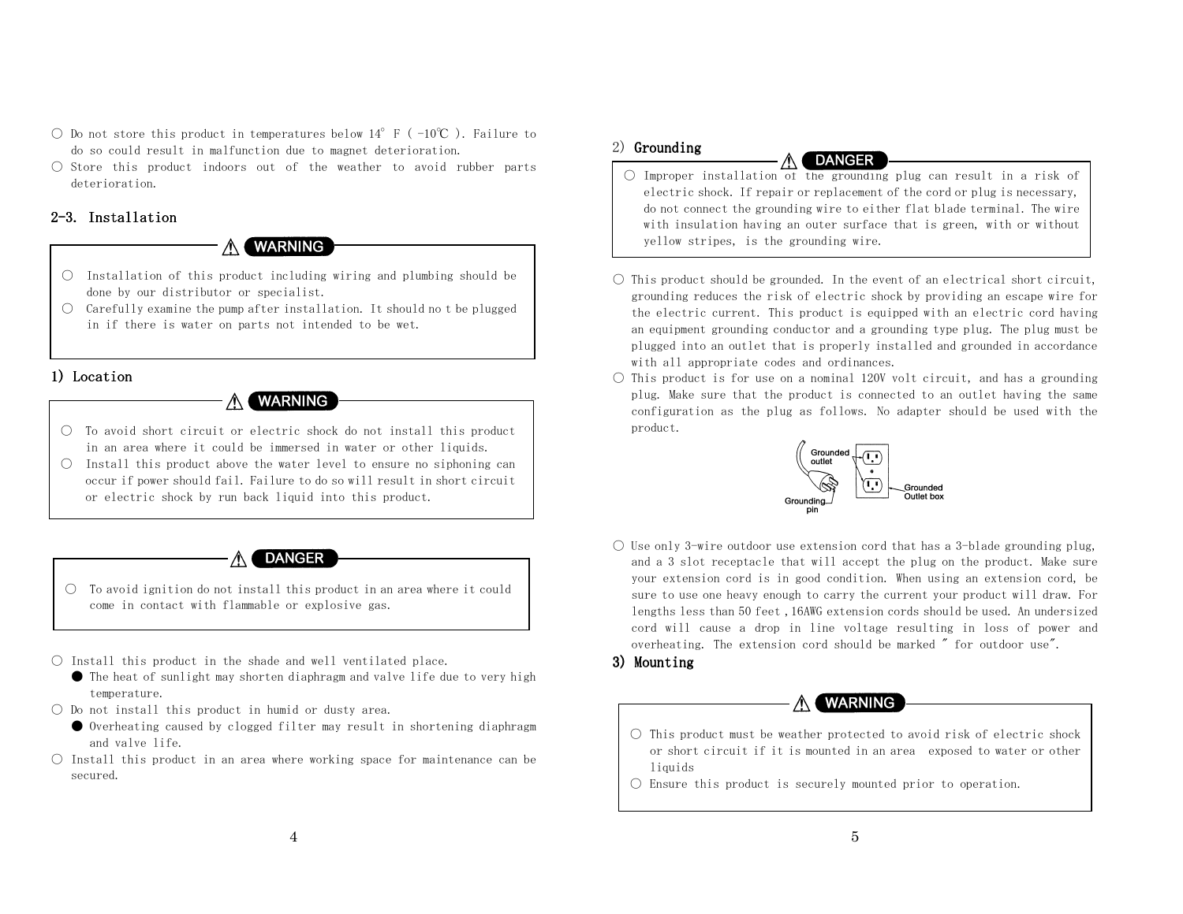○ Do not store this product in temperatures below 14° F ( -10℃ ). Failure to do so could result in malfunction due to magnet deterioration.

○ Store this product indoors out of the weather to avoid rubber parts deterioration.

## 2-3. Installation

⚠ **WARNING**

○ Installation of this product including wiring and plumbing should be done by our distributor or specialist.

○ Carefully examine the pump after installation. It should no t be plugged in if there is water on parts not intended to be wet.

### 1) Location

⚠ **WARNING**

○ To avoid short circuit or electric shock do not install this product in an area where it could be immersed in water or other liquids.

○ Install this product above the water level to ensure no siphoning can occur if power should fail. Failure to do so will result in short circuit or electric shock by run back liquid into this product.

⚠ **DANGER**

○ To avoid ignition do not install this product in an area where it could come in contact with flammable or explosive gas.

○ Install this product in the shade and well ventilated place.

● The heat of sunlight may shorten diaphragm and valve life due to very high temperature.

○ Do not install this product in humid or dusty area.

● Overheating caused by clogged filter may result in shortening diaphragm and valve life.

○ Install this product in an area where working space for maintenance can be secured.

### 2) Grounding

⚠ **DANGER**

○ Improper installation of the grounding plug can result in a risk of electric shock. If repair or replacement of the cord or plug is necessary, do not connect the grounding wire to either flat blade terminal. The wire with insulation having an outer surface that is green, with or without yellow stripes, is the grounding wire.

○ This product should be grounded. In the event of an electrical short circuit, grounding reduces the risk of electric shock by providing an escape wire for the electric current. This product is equipped with an electric cord having an equipment grounding conductor and a grounding type plug. The plug must be plugged into an outlet that is properly installed and grounded in accordance with all appropriate codes and ordinances.

○ This product is for use on a nominal 120V volt circuit, and has a grounding plug. Make sure that the product is connected to an outlet having the same configuration as the plug as follows. No adapter should be used with the product.

Grounded outlet — Grounding pin — Grounded Outlet box

○ Use only 3-wire outdoor use extension cord that has a 3-blade grounding plug, and a 3 slot receptacle that will accept the plug on the product. Make sure your extension cord is in good condition. When using an extension cord, be sure to use one heavy enough to carry the current your product will draw. For lengths less than 50 feet , 16AWG extension cords should be used. An undersized cord will cause a drop in line voltage resulting in loss of power and overheating. The extension cord should be marked " for outdoor use".

### 3) Mounting

⚠ **WARNING**

○ This product must be weather protected to avoid risk of electric shock or short circuit if it is mounted in an area exposed to water or other liquids

○ Ensure this product is securely mounted prior to operation.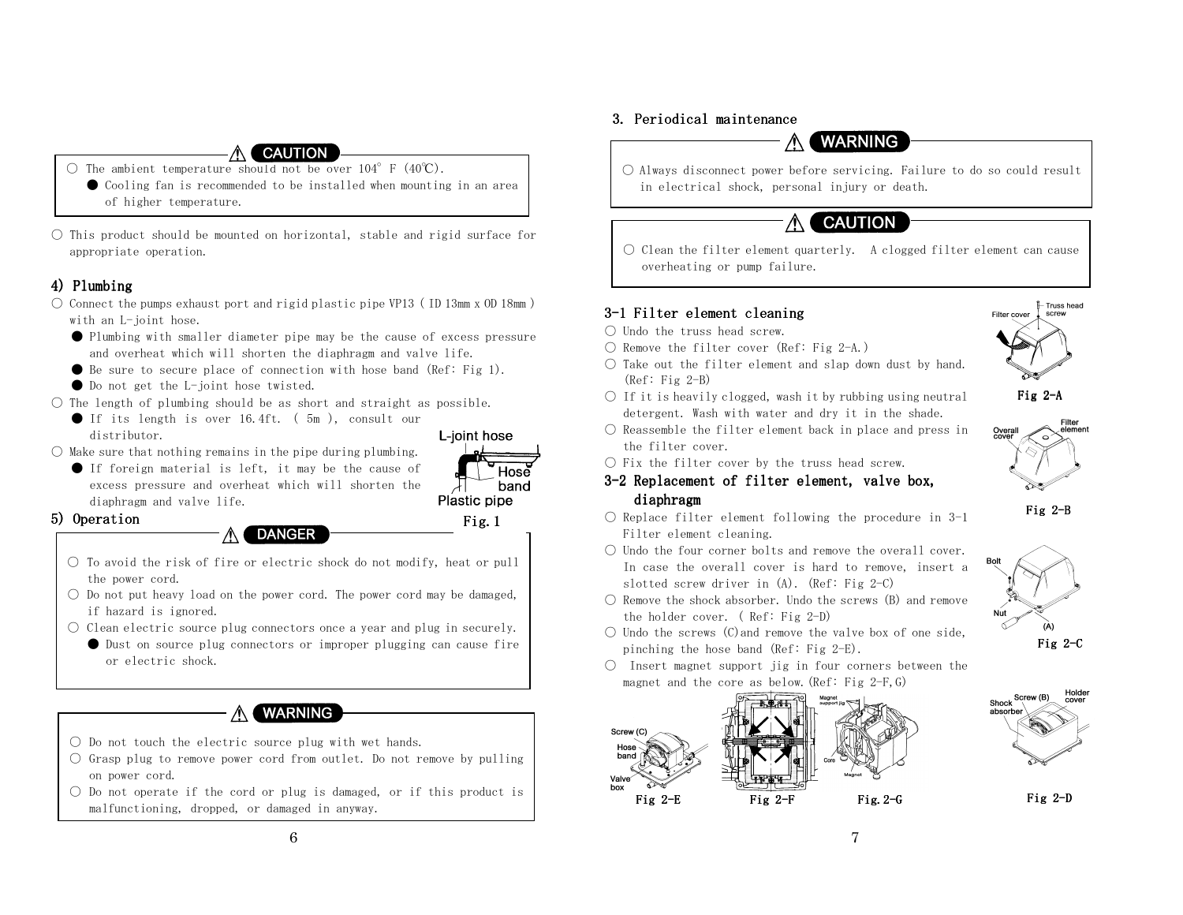**⚠ CAUTION**

○ The ambient temperature should not be over 104° F (40℃).
- ● Cooling fan is recommended to be installed when mounting in an area of higher temperature.

○ This product should be mounted on horizontal, stable and rigid surface for appropriate operation.

## 4) Plumbing

○ Connect the pumps exhaust port and rigid plastic pipe VP13 ( ID 13mm x OD 18mm ) with an L-joint hose.
- ● Plumbing with smaller diameter pipe may be the cause of excess pressure and overheat which will shorten the diaphragm and valve life.
- ● Be sure to secure place of connection with hose band (Ref: Fig 1).
- ● Do not get the L-joint hose twisted.

○ The length of plumbing should be as short and straight as possible.
- ● If its length is over 16.4ft. ( 5m ), consult our distributor.

○ Make sure that nothing remains in the pipe during plumbing.
- ● If foreign material is left, it may be the cause of excess pressure and overheat which will shorten the diaphragm and valve life.

L-joint hose
Hose band
Plastic pipe

Fig.1

## 5) Operation

**⚠ DANGER**

○ To avoid the risk of fire or electric shock do not modify, heat or pull the power cord.

○ Do not put heavy load on the power cord. The power cord may be damaged, if hazard is ignored.

○ Clean electric source plug connectors once a year and plug in securely.
- ● Dust on source plug connectors or improper plugging can cause fire or electric shock.

**⚠ WARNING**

○ Do not touch the electric source plug with wet hands.

○ Grasp plug to remove power cord from outlet. Do not remove by pulling on power cord.

○ Do not operate if the cord or plug is damaged, or if this product is malfunctioning, dropped, or damaged in anyway.

## 3. Periodical maintenance

**⚠ WARNING**

○ Always disconnect power before servicing. Failure to do so could result in electrical shock, personal injury or death.

**⚠ CAUTION**

○ Clean the filter element quarterly. A clogged filter element can cause overheating or pump failure.

### 3-1 Filter element cleaning

○ Undo the truss head screw.

○ Remove the filter cover (Ref: Fig 2-A.)

○ Take out the filter element and slap down dust by hand. (Ref: Fig 2-B)

○ If it is heavily clogged, wash it by rubbing using neutral detergent. Wash with water and dry it in the shade.

○ Reassemble the filter element back in place and press in the filter cover.

○ Fix the filter cover by the truss head screw.

Filter cover — Truss head screw

Fig 2-A

Overall cover — Filter element

Fig 2-B

### 3-2 Replacement of filter element, valve box, diaphragm

○ Replace filter element following the procedure in 3-1 Filter element cleaning.

○ Undo the four corner bolts and remove the overall cover. In case the overall cover is hard to remove, insert a slotted screw driver in (A). (Ref: Fig 2-C)

○ Remove the shock absorber. Undo the screws (B) and remove the holder cover. ( Ref: Fig 2-D)

○ Undo the screws (C)and remove the valve box of one side, pinching the hose band (Ref: Fig 2-E).

○ Insert magnet support jig in four corners between the magnet and the core as below.(Ref: Fig 2-F,G)

Bolt — Nut — (A)

Fig 2-C

Shock absorber — Screw (B) — Holder cover

Fig 2-D

Screw (C) — Hose band — Valve box

Fig 2-E

Fig 2-F

Magnet support jig — Core — Magnet

Fig.2-G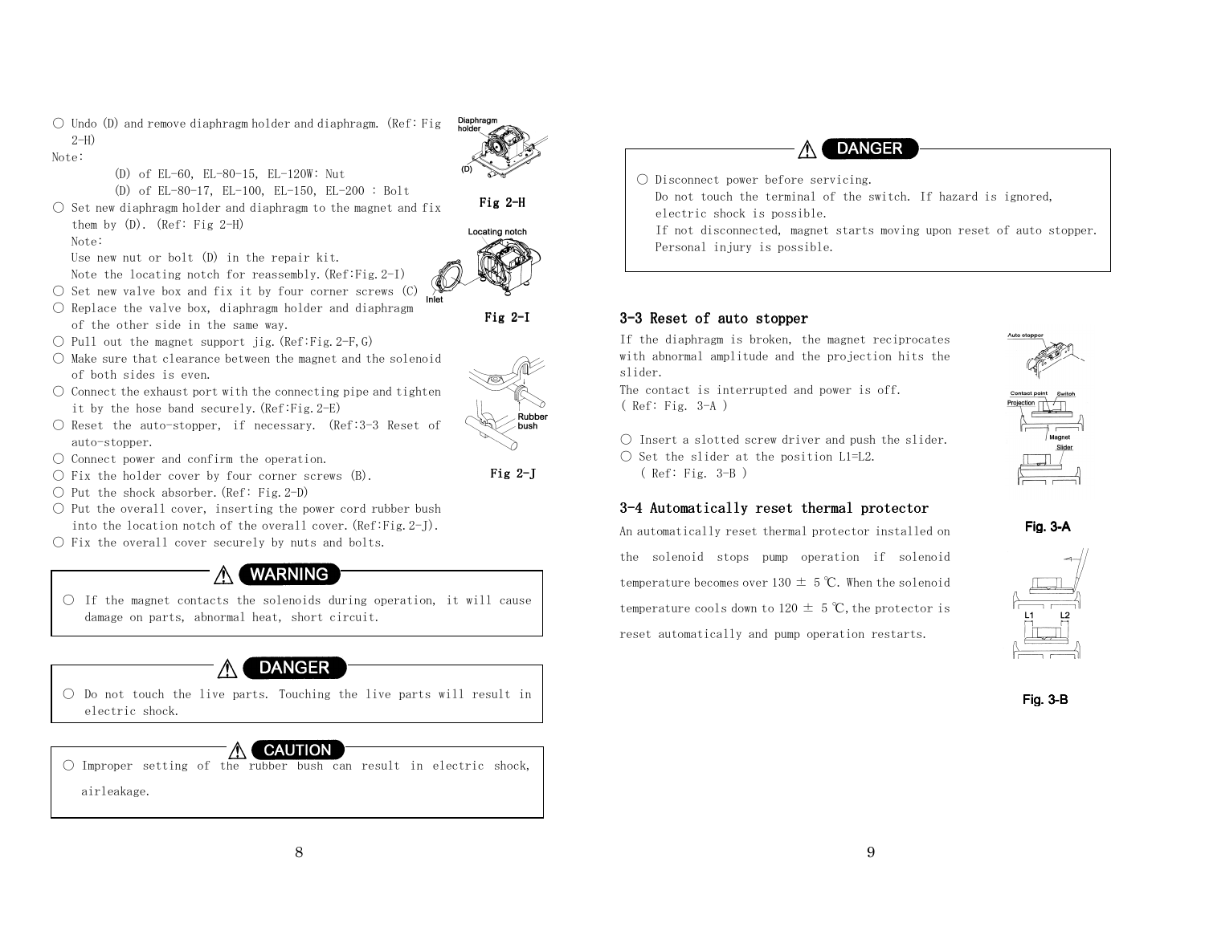○ Undo (D) and remove diaphragm holder and diaphragm. (Ref: Fig 2-H)

Note:

(D) of EL-60, EL-80-15, EL-120W: Nut

(D) of EL-80-17, EL-100, EL-150, EL-200 : Bolt

○ Set new diaphragm holder and diaphragm to the magnet and fix them by (D). (Ref: Fig 2-H)

Note:

Use new nut or bolt (D) in the repair kit.

Note the locating notch for reassembly.(Ref:Fig.2-I)

○ Set new valve box and fix it by four corner screws (C)

○ Replace the valve box, diaphragm holder and diaphragm of the other side in the same way.

○ Pull out the magnet support jig.(Ref:Fig.2-F,G)

○ Make sure that clearance between the magnet and the solenoid of both sides is even.

○ Connect the exhaust port with the connecting pipe and tighten it by the hose band securely.(Ref:Fig.2-E)

○ Reset the auto-stopper, if necessary. (Ref:3-3 Reset of auto-stopper.

○ Connect power and confirm the operation.

○ Fix the holder cover by four corner screws (B).

○ Put the shock absorber.(Ref: Fig.2-D)

○ Put the overall cover, inserting the power cord rubber bush into the location notch of the overall cover.(Ref:Fig.2-J).

○ Fix the overall cover securely by nuts and bolts.

Diaphragm holder

(D)

Fig 2-H

Locating notch

Inlet

Fig 2-I

Rubber bush

Fig 2-J

**⚠ WARNING**

○ If the magnet contacts the solenoids during operation, it will cause damage on parts, abnormal heat, short circuit.

**⚠ DANGER**

○ Do not touch the live parts. Touching the live parts will result in electric shock.

**⚠ CAUTION**

○ Improper setting of the rubber bush can result in electric shock, airleakage.

**⚠ DANGER**

○ Disconnect power before servicing.
Do not touch the terminal of the switch. If hazard is ignored, electric shock is possible.
If not disconnected, magnet starts moving upon reset of auto stopper. Personal injury is possible.

## 3-3 Reset of auto stopper

If the diaphragm is broken, the magnet reciprocates with abnormal amplitude and the projection hits the slider.

The contact is interrupted and power is off.
( Ref: Fig. 3-A )

○ Insert a slotted screw driver and push the slider.

○ Set the slider at the position L1=L2.
( Ref: Fig. 3-B )

Auto stopper

Contact point Switch

Projection

Magnet

Slider

Fig. 3-A

L1 L2

Fig. 3-B

## 3-4 Automatically reset thermal protector

An automatically reset thermal protector installed on the solenoid stops pump operation if solenoid temperature becomes over 130 ± 5 ℃. When the solenoid temperature cools down to 120 ± 5 ℃, the protector is reset automatically and pump operation restarts.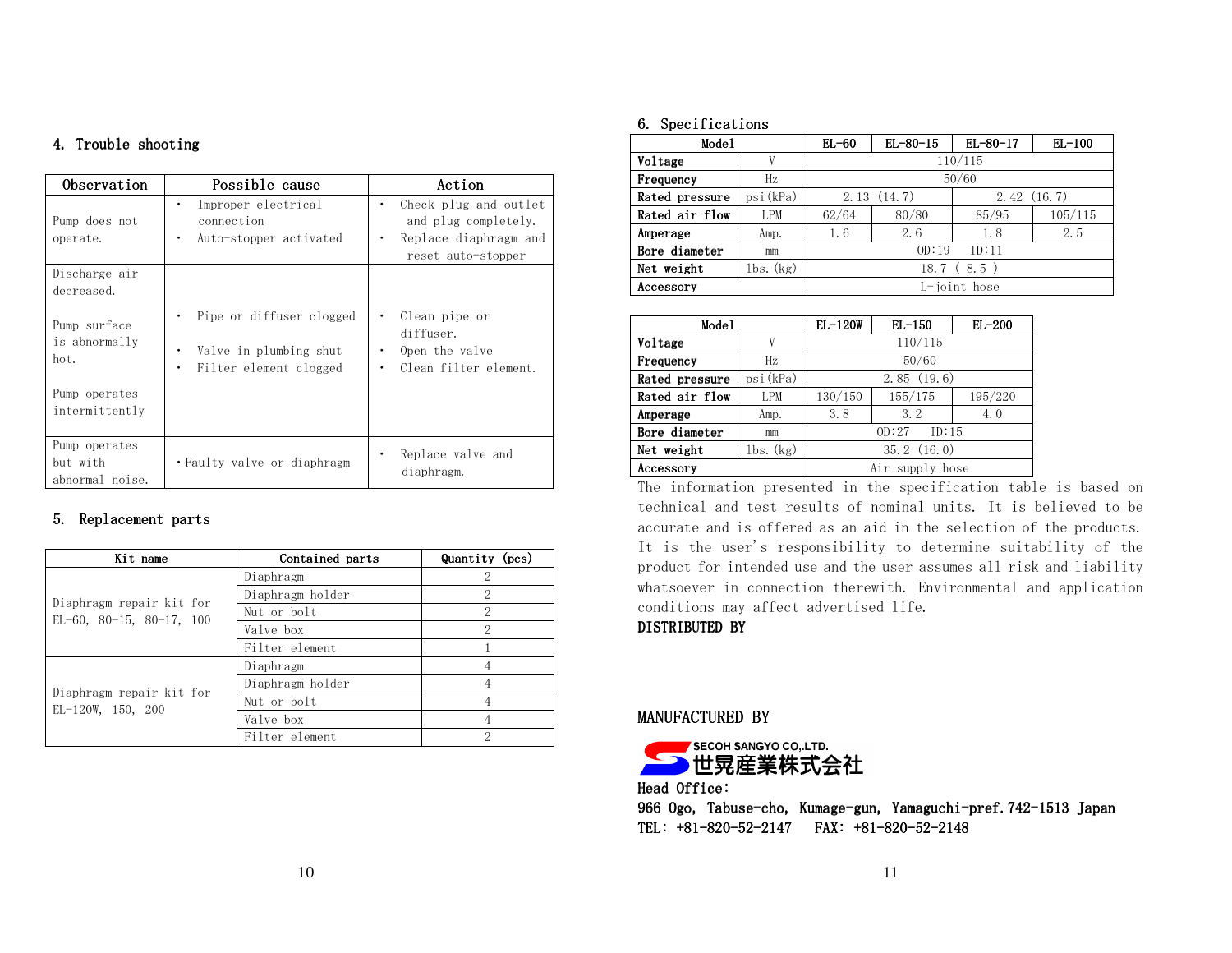## 4. Trouble shooting

| Observation | Possible cause | Action |
|---|---|---|
| Pump does not operate. | ・ Improper electrical connection<br>・ Auto-stopper activated | ・ Check plug and outlet and plug completely.<br>・ Replace diaphragm and reset auto-stopper |
| Discharge air decreased.<br><br>Pump surface is abnormally hot.<br><br>Pump operates intermittently | ・ Pipe or diffuser clogged<br>・ Valve in plumbing shut<br>・ Filter element clogged | ・ Clean pipe or diffuser.<br>・ Open the valve<br>・ Clean filter element. |
| Pump operates but with abnormal noise. | ・Faulty valve or diaphragm | ・ Replace valve and diaphragm. |

## 5. Replacement parts

| Kit name | Contained parts | Quantity (pcs) |
|---|---|---|
| Diaphragm repair kit for EL-60, 80-15, 80-17, 100 | Diaphragm | 2 |
| | Diaphragm holder | 2 |
| | Nut or bolt | 2 |
| | Valve box | 2 |
| | Filter element | 1 |
| Diaphragm repair kit for EL-120W, 150, 200 | Diaphragm | 4 |
| | Diaphragm holder | 4 |
| | Nut or bolt | 4 |
| | Valve box | 4 |
| | Filter element | 2 |

## 6. Specifications

| Model | | EL-60 | EL-80-15 | EL-80-17 | EL-100 |
|---|---|---|---|---|---|
| **Voltage** | V | 110/115 | | | |
| **Frequency** | Hz | 50/60 | | | |
| **Rated pressure** | psi(kPa) | 2.13 (14.7) | | 2.42 (16.7) | |
| **Rated air flow** | LPM | 62/64 | 80/80 | 85/95 | 105/115 |
| **Amperage** | Amp. | 1.6 | 2.6 | 1.8 | 2.5 |
| **Bore diameter** | mm | OD:19 ID:11 | | | |
| **Net weight** | lbs.(kg) | 18.7 ( 8.5 ) | | | |
| **Accessory** | | L-joint hose | | | |

| Model | | EL-120W | EL-150 | EL-200 |
|---|---|---|---|---|
| **Voltage** | V | 110/115 | | |
| **Frequency** | Hz | 50/60 | | |
| **Rated pressure** | psi(kPa) | 2.85 (19.6) | | |
| **Rated air flow** | LPM | 130/150 | 155/175 | 195/220 |
| **Amperage** | Amp. | 3.8 | 3.2 | 4.0 |
| **Bore diameter** | mm | OD:27 ID:15 | | |
| **Net weight** | lbs.(kg) | 35.2 (16.0) | | |
| **Accessory** | | Air supply hose | | |

The information presented in the specification table is based on technical and test results of nominal units. It is believed to be accurate and is offered as an aid in the selection of the products. It is the user's responsibility to determine suitability of the product for intended use and the user assumes all risk and liability whatsoever in connection therewith. Environmental and application conditions may affect advertised life.

**DISTRIBUTED BY**

**MANUFACTURED BY**

SECOH SANGYO CO.,LTD.
世晃産業株式会社

**Head Office:**
**966 Ogo, Tabuse-cho, Kumage-gun, Yamaguchi-pref.742-1513 Japan**
**TEL: +81-820-52-2147 FAX: +81-820-52-2148**